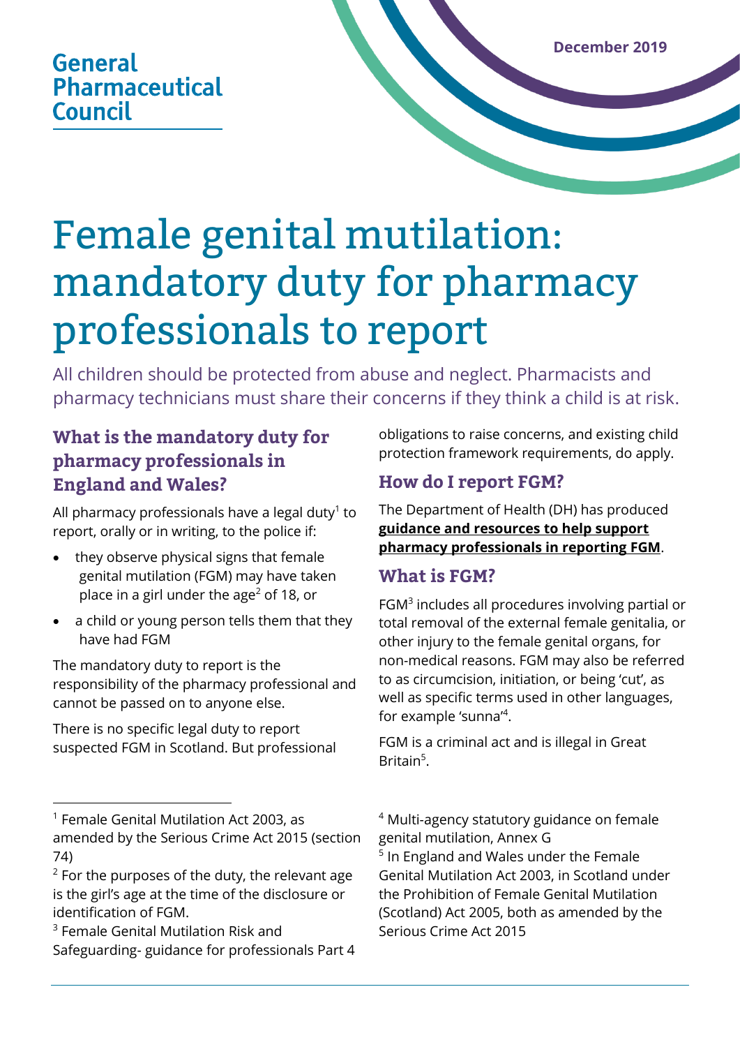General Pharmaceutical Council

December 2019

# Female genital mutilation: mandatory duty for pharmacy professionals to report

All children should be protected from abuse and neglect. Pharmacists and pharmacy technicians must share their concerns if they think a child is at risk.

## What is the mandatory duty for pharmacy professionals in England and Wales?

All pharmacy professionals have a legal duty[1] to report, orally or in writing, to the police if:

- they observe physical signs that female genital mutilation (FGM) may have taken place in a girl under the age[2] of 18, or
- a child or young person tells them that they have had FGM

The mandatory duty to report is the responsibility of the pharmacy professional and cannot be passed on to anyone else.

There is no specific legal duty to report suspected FGM in Scotland. But professional obligations to raise concerns, and existing child protection framework requirements, do apply.

## How do I report FGM?

The Department of Health (DH) has produced **guidance and resources to help support pharmacy professionals in reporting FGM**.

## What is FGM?

FGM[3] includes all procedures involving partial or total removal of the external female genitalia, or other injury to the female genital organs, for non-medical reasons. FGM may also be referred to as circumcision, initiation, or being 'cut', as well as specific terms used in other languages, for example 'sunna'[4].

FGM is a criminal act and is illegal in Great Britain[5].

---

[1] Female Genital Mutilation Act 2003, as amended by the Serious Crime Act 2015 (section 74)

[2] For the purposes of the duty, the relevant age is the girl's age at the time of the disclosure or identification of FGM.

[3] Female Genital Mutilation Risk and Safeguarding- guidance for professionals Part 4

[4] Multi-agency statutory guidance on female genital mutilation, Annex G

[5] In England and Wales under the Female Genital Mutilation Act 2003, in Scotland under the Prohibition of Female Genital Mutilation (Scotland) Act 2005, both as amended by the Serious Crime Act 2015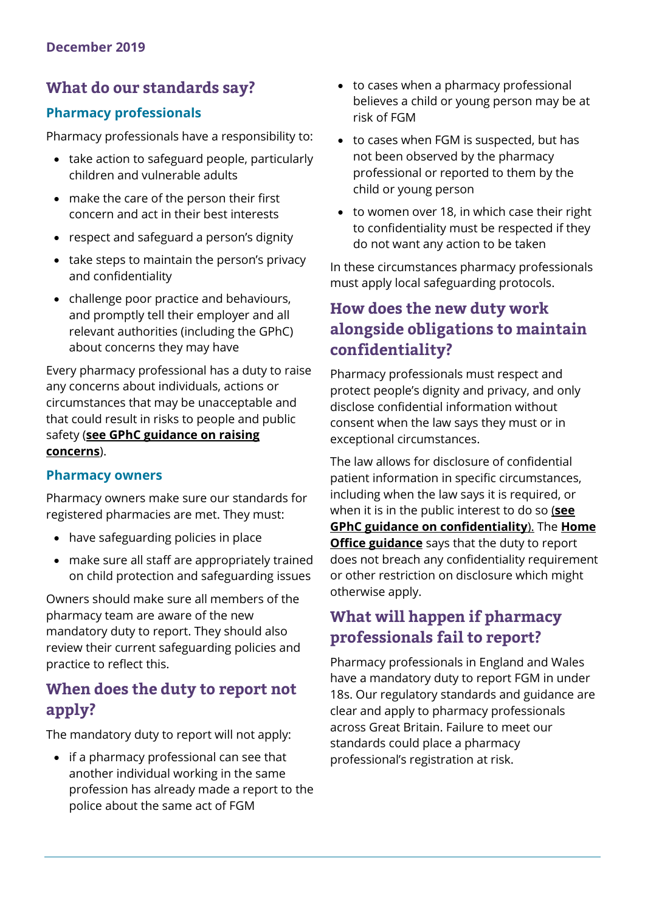December 2019

## What do our standards say?

### Pharmacy professionals

Pharmacy professionals have a responsibility to:

- take action to safeguard people, particularly children and vulnerable adults
- make the care of the person their first concern and act in their best interests
- respect and safeguard a person's dignity
- take steps to maintain the person's privacy and confidentiality
- challenge poor practice and behaviours, and promptly tell their employer and all relevant authorities (including the GPhC) about concerns they may have

Every pharmacy professional has a duty to raise any concerns about individuals, actions or circumstances that may be unacceptable and that could result in risks to people and public safety (**see GPhC guidance on raising concerns**).

### Pharmacy owners

Pharmacy owners make sure our standards for registered pharmacies are met. They must:

- have safeguarding policies in place
- make sure all staff are appropriately trained on child protection and safeguarding issues

Owners should make sure all members of the pharmacy team are aware of the new mandatory duty to report. They should also review their current safeguarding policies and practice to reflect this.

## When does the duty to report not apply?

The mandatory duty to report will not apply:

- if a pharmacy professional can see that another individual working in the same profession has already made a report to the police about the same act of FGM
- to cases when a pharmacy professional believes a child or young person may be at risk of FGM
- to cases when FGM is suspected, but has not been observed by the pharmacy professional or reported to them by the child or young person
- to women over 18, in which case their right to confidentiality must be respected if they do not want any action to be taken

In these circumstances pharmacy professionals must apply local safeguarding protocols.

## How does the new duty work alongside obligations to maintain confidentiality?

Pharmacy professionals must respect and protect people's dignity and privacy, and only disclose confidential information without consent when the law says they must or in exceptional circumstances.

The law allows for disclosure of confidential patient information in specific circumstances, including when the law says it is required, or when it is in the public interest to do so (**see GPhC guidance on confidentiality**). The **Home Office guidance** says that the duty to report does not breach any confidentiality requirement or other restriction on disclosure which might otherwise apply.

## What will happen if pharmacy professionals fail to report?

Pharmacy professionals in England and Wales have a mandatory duty to report FGM in under 18s. Our regulatory standards and guidance are clear and apply to pharmacy professionals across Great Britain. Failure to meet our standards could place a pharmacy professional's registration at risk.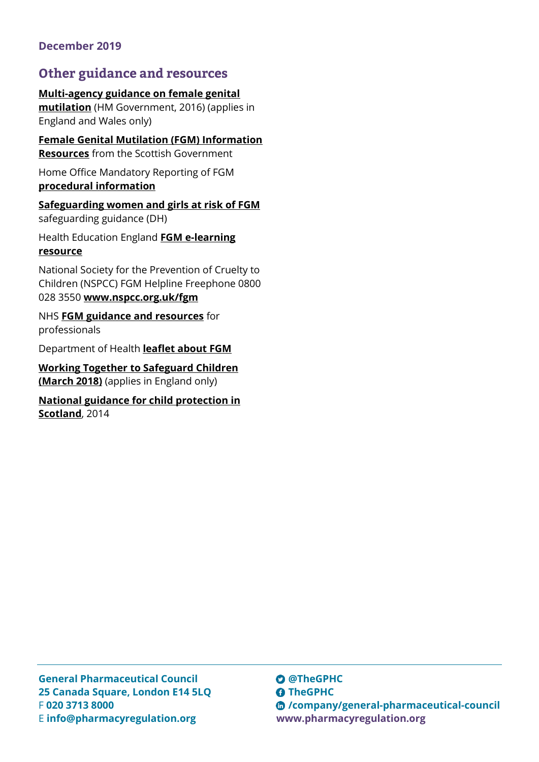**December 2019**

## Other guidance and resources

**Multi-agency guidance on female genital mutilation** (HM Government, 2016) (applies in England and Wales only)

**Female Genital Mutilation (FGM) Information Resources** from the Scottish Government

Home Office Mandatory Reporting of FGM **procedural information**

**Safeguarding women and girls at risk of FGM** safeguarding guidance (DH)

Health Education England **FGM e-learning resource**

National Society for the Prevention of Cruelty to Children (NSPCC) FGM Helpline Freephone 0800 028 3550 **www.nspcc.org.uk/fgm**

NHS **FGM guidance and resources** for professionals

Department of Health **leaflet about FGM**

**Working Together to Safeguard Children (March 2018)** (applies in England only)

**National guidance for child protection in Scotland**, 2014

**General Pharmaceutical Council**
**25 Canada Square, London E14 5LQ**
F **020 3713 8000**
E **info@pharmacyregulation.org**

**@TheGPHC**
**TheGPHC**
**/company/general-pharmaceutical-council**
**www.pharmacyregulation.org**